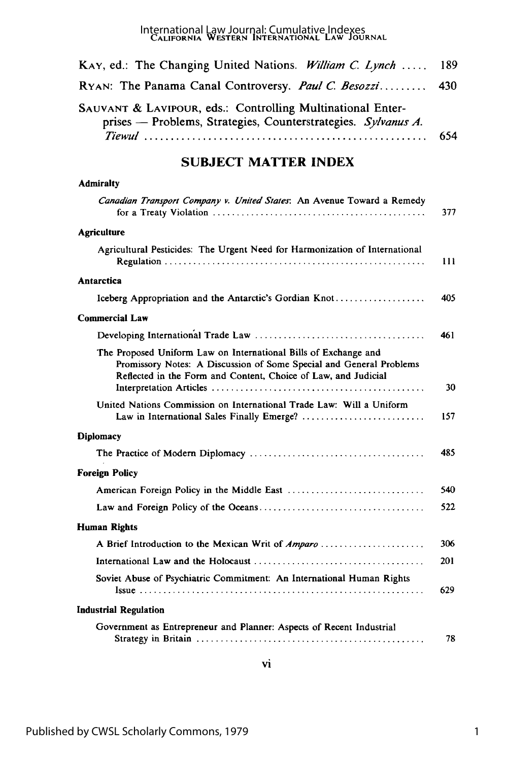KAY, ed.: The Changing United Nations. *William C. Lynch* ..... 189

RYAN: The Panama Canal Controversy. *Paul C. Besozzi*......... 430

SAUVANT & LAVIPOUR, eds.: Controlling Multinational Enterprises — Problems, Strategies, Counterstrategies. *Sylvanus A. Tiewul* ........................................................ 654

## SUBJECT MATTER INDEX

**Admiralty**

*Canadian Transport Company v. United States*: An Avenue Toward a Remedy for a Treaty Violation ........................................ 377

**Agriculture**

Agricultural Pesticides: The Urgent Need for Harmonization of International Regulation ........................................................ 111

**Antarctica**

Iceberg Appropriation and the Antarctic's Gordian Knot.................. 405

**Commercial Law**

Developing International Trade Law .................................... 461

The Proposed Uniform Law on International Bills of Exchange and Promissory Notes: A Discussion of Some Special and General Problems Reflected in the Form and Content, Choice of Law, and Judicial Interpretation Articles ................................................ 30

United Nations Commission on International Trade Law: Will a Uniform Law in International Sales Finally Emerge? .......................... 157

**Diplomacy**

The Practice of Modern Diplomacy ..................................... 485

**Foreign Policy**

American Foreign Policy in the Middle East ............................ 540

Law and Foreign Policy of the Oceans.................................. 522

**Human Rights**

A Brief Introduction to the Mexican Writ of *Amparo* ...................... 306

International Law and the Holocaust .................................... 201

Soviet Abuse of Psychiatric Commitment: An International Human Rights Issue ............................................................ 629

**Industrial Regulation**

Government as Entrepreneur and Planner: Aspects of Recent Industrial Strategy in Britain ................................................ 78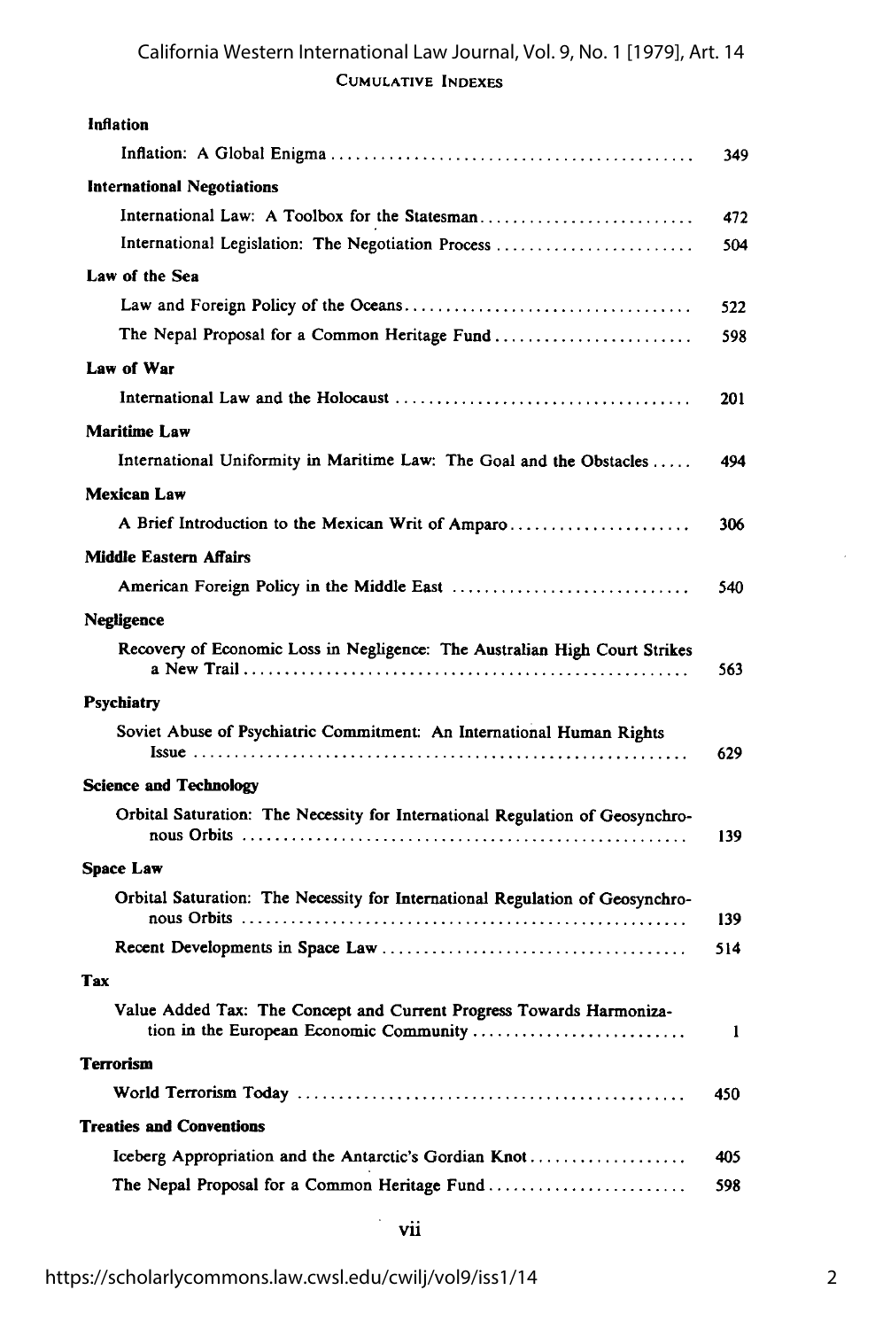**Inflation**

Inflation: A Global Enigma ............................................ 349

**International Negotiations**

International Law: A Toolbox for the Statesman.......................... 472

International Legislation: The Negotiation Process ........................ 504

**Law of the Sea**

Law and Foreign Policy of the Oceans................................... 522

The Nepal Proposal for a Common Heritage Fund........................ 598

**Law of War**

International Law and the Holocaust .................................... 201

**Maritime Law**

International Uniformity in Maritime Law: The Goal and the Obstacles ..... 494

**Mexican Law**

A Brief Introduction to the Mexican Writ of Amparo...................... 306

**Middle Eastern Affairs**

American Foreign Policy in the Middle East ............................. 540

**Negligence**

Recovery of Economic Loss in Negligence: The Australian High Court Strikes a New Trail ....................................................... 563

**Psychiatry**

Soviet Abuse of Psychiatric Commitment: An International Human Rights Issue ............................................................ 629

**Science and Technology**

Orbital Saturation: The Necessity for International Regulation of Geosynchronous Orbits ...................................................... 139

**Space Law**

Orbital Saturation: The Necessity for International Regulation of Geosynchronous Orbits ...................................................... 139

Recent Developments in Space Law..................................... 514

**Tax**

Value Added Tax: The Concept and Current Progress Towards Harmonization in the European Economic Community .......................... 1

**Terrorism**

World Terrorism Today ............................................... 450

**Treaties and Conventions**

Iceberg Appropriation and the Antarctic's Gordian Knot................... 405

The Nepal Proposal for a Common Heritage Fund........................ 598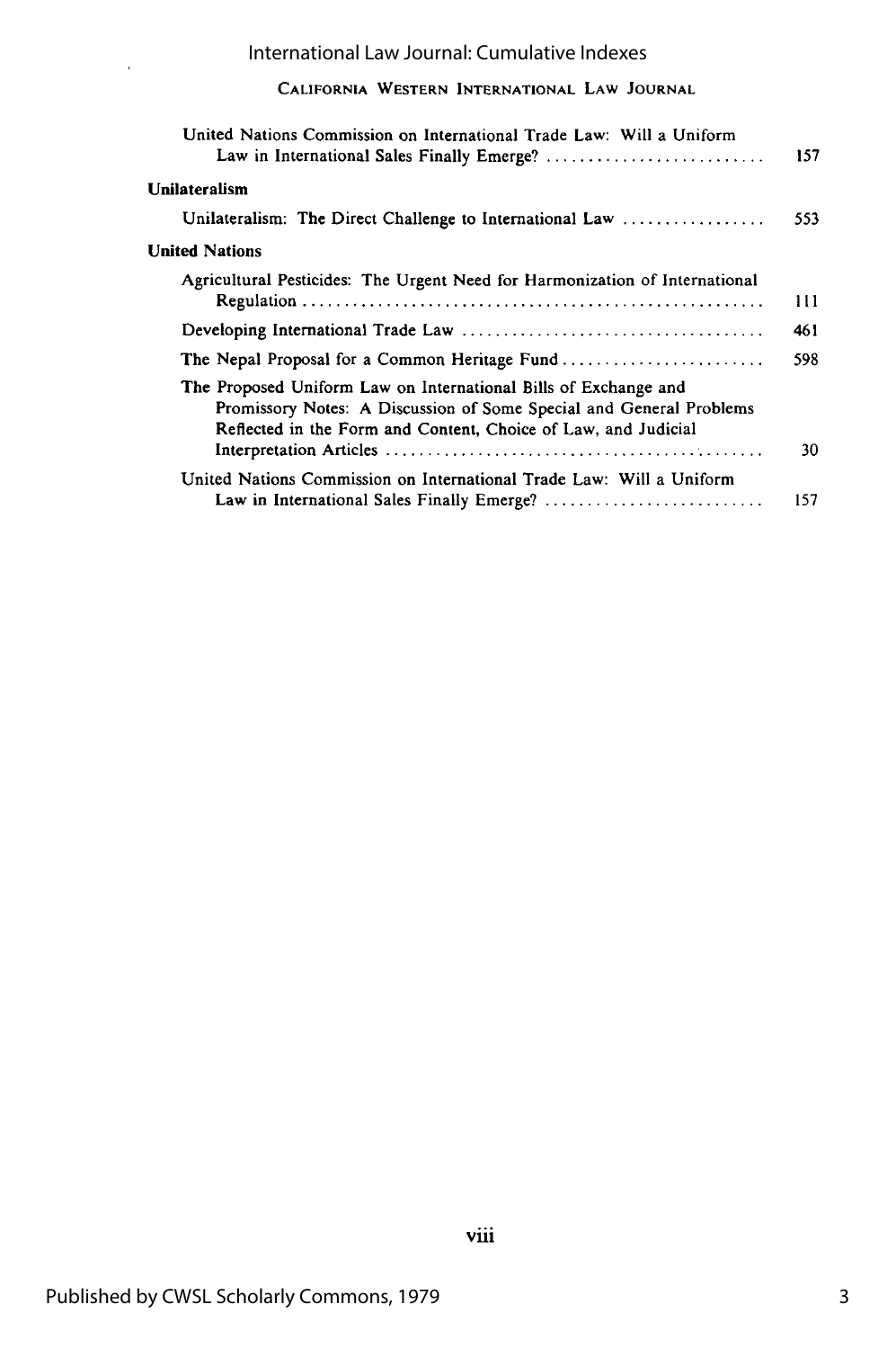United Nations Commission on International Trade Law: Will a Uniform Law in International Sales Finally Emerge? .......................... 157

**Unilateralism**

Unilateralism: The Direct Challenge to International Law ................. 553

**United Nations**

Agricultural Pesticides: The Urgent Need for Harmonization of International Regulation ........................................................ 111

Developing International Trade Law .................................... 461

The Nepal Proposal for a Common Heritage Fund ........................ 598

The Proposed Uniform Law on International Bills of Exchange and Promissory Notes: A Discussion of Some Special and General Problems Reflected in the Form and Content, Choice of Law, and Judicial Interpretation Articles ............................................. 30

United Nations Commission on International Trade Law: Will a Uniform Law in International Sales Finally Emerge? .......................... 157